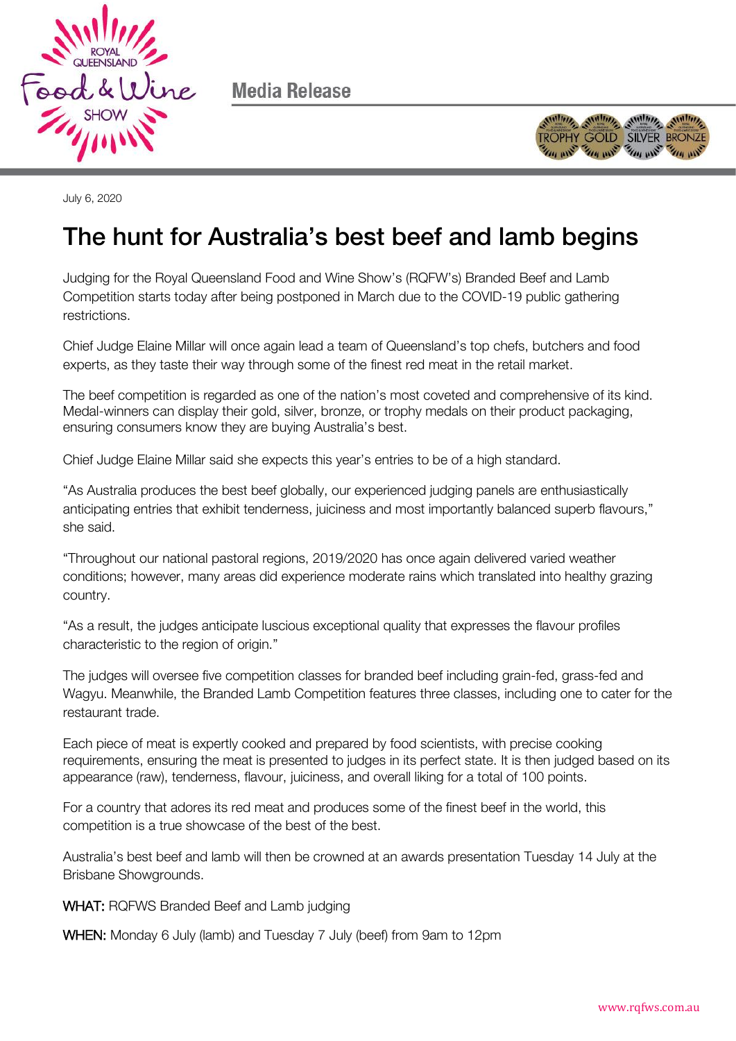Media Release

July 6, 2020

# The hunt for Australia's best beef and lamb begins

Judging for the Royal Queensland Food and Wine Show's (RQFW's) Branded Beef and Lamb Competition starts today after being postponed in March due to the COVID-19 public gathering restrictions.

Chief Judge Elaine Millar will once again lead a team of Queensland's top chefs, butchers and food experts, as they taste their way through some of the finest red meat in the retail market.

The beef competition is regarded as one of the nation's most coveted and comprehensive of its kind. Medal-winners can display their gold, silver, bronze, or trophy medals on their product packaging, ensuring consumers know they are buying Australia's best.

Chief Judge Elaine Millar said she expects this year's entries to be of a high standard.

"As Australia produces the best beef globally, our experienced judging panels are enthusiastically anticipating entries that exhibit tenderness, juiciness and most importantly balanced superb flavours," she said.

"Throughout our national pastoral regions, 2019/2020 has once again delivered varied weather conditions; however, many areas did experience moderate rains which translated into healthy grazing country.

"As a result, the judges anticipate luscious exceptional quality that expresses the flavour profiles characteristic to the region of origin."

The judges will oversee five competition classes for branded beef including grain-fed, grass-fed and Wagyu. Meanwhile, the Branded Lamb Competition features three classes, including one to cater for the restaurant trade.

Each piece of meat is expertly cooked and prepared by food scientists, with precise cooking requirements, ensuring the meat is presented to judges in its perfect state. It is then judged based on its appearance (raw), tenderness, flavour, juiciness, and overall liking for a total of 100 points.

For a country that adores its red meat and produces some of the finest beef in the world, this competition is a true showcase of the best of the best.

Australia's best beef and lamb will then be crowned at an awards presentation Tuesday 14 July at the Brisbane Showgrounds.

**WHAT:** RQFWS Branded Beef and Lamb judging

**WHEN:** Monday 6 July (lamb) and Tuesday 7 July (beef) from 9am to 12pm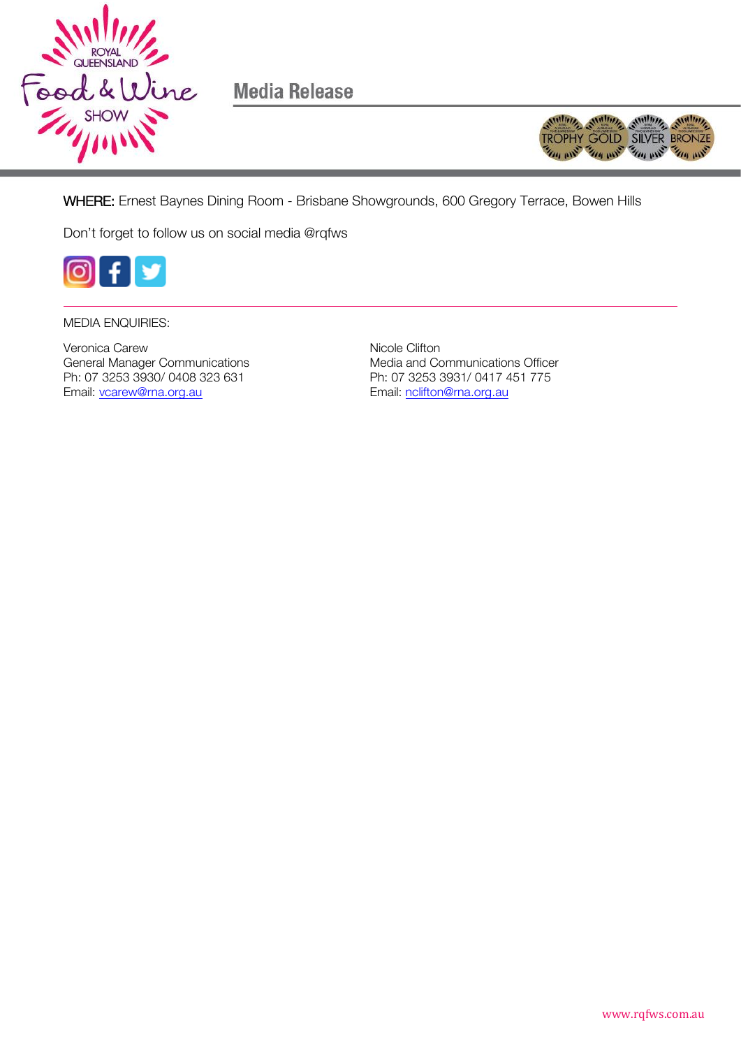**WHERE:** Ernest Baynes Dining Room - Brisbane Showgrounds, 600 Gregory Terrace, Bowen Hills

Don't forget to follow us on social media @rqfws

---

MEDIA ENQUIRIES:

Veronica Carew
General Manager Communications
Ph: 07 3253 3930/ 0408 323 631
Email: vcarew@rna.org.au

Nicole Clifton
Media and Communications Officer
Ph: 07 3253 3931/ 0417 451 775
Email: nclifton@rna.org.au